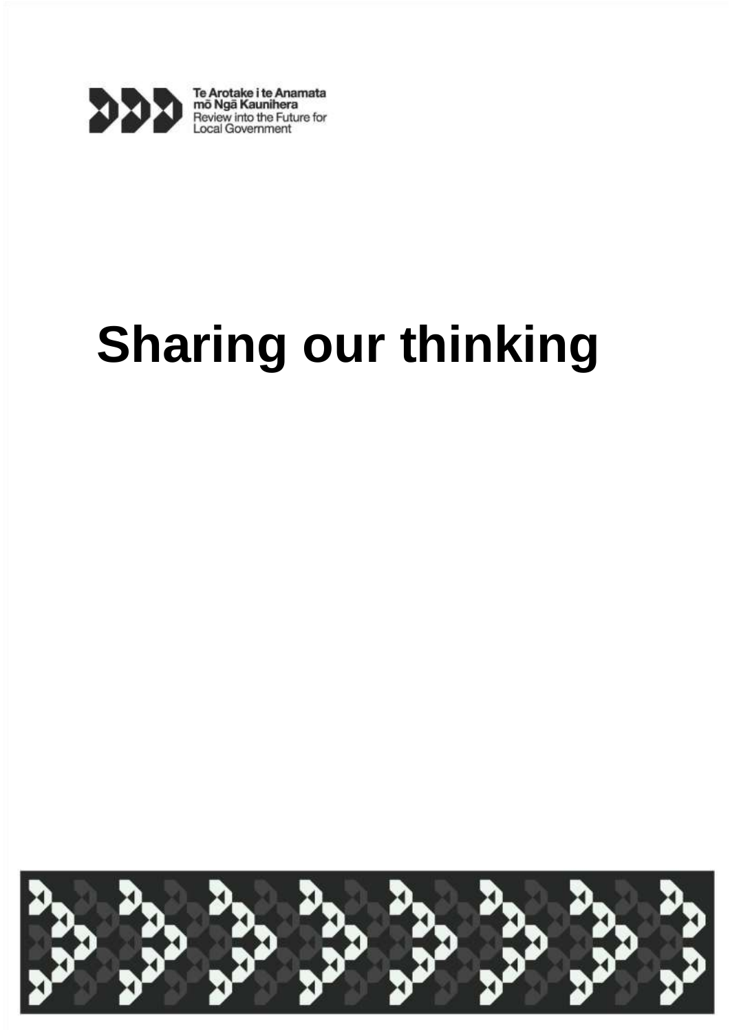Te Arotake i te Anamata
mō Ngā Kaunihera
Review into the Future for
Local Government

# Sharing our thinking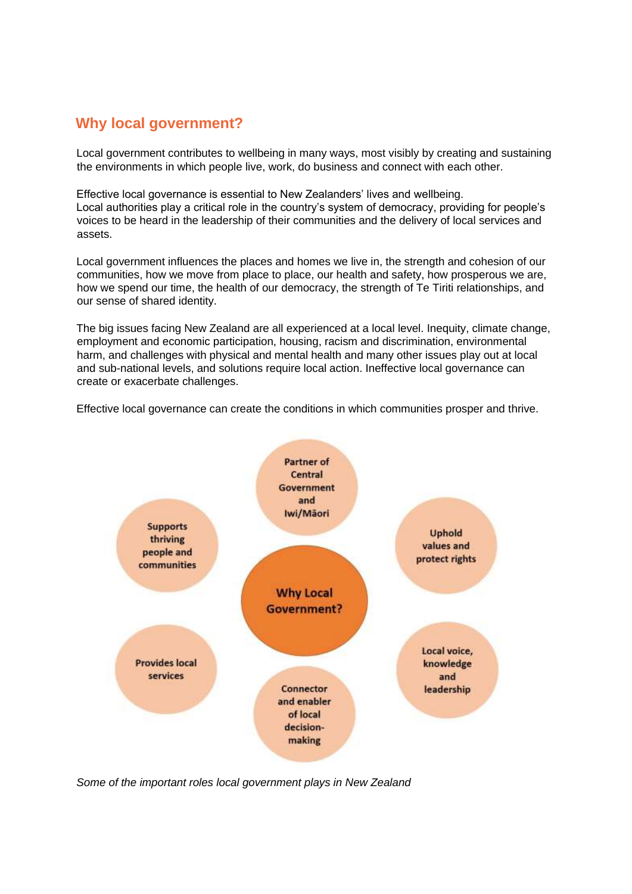## Why local government?

Local government contributes to wellbeing in many ways, most visibly by creating and sustaining the environments in which people live, work, do business and connect with each other.

Effective local governance is essential to New Zealanders' lives and wellbeing. Local authorities play a critical role in the country's system of democracy, providing for people's voices to be heard in the leadership of their communities and the delivery of local services and assets.

Local government influences the places and homes we live in, the strength and cohesion of our communities, how we move from place to place, our health and safety, how prosperous we are, how we spend our time, the health of our democracy, the strength of Te Tiriti relationships, and our sense of shared identity.

The big issues facing New Zealand are all experienced at a local level. Inequity, climate change, employment and economic participation, housing, racism and discrimination, environmental harm, and challenges with physical and mental health and many other issues play out at local and sub-national levels, and solutions require local action. Ineffective local governance can create or exacerbate challenges.

Effective local governance can create the conditions in which communities prosper and thrive.

**Why Local Government?**

- Partner of Central Government and Iwi/Māori
- Uphold values and protect rights
- Local voice, knowledge and leadership
- Connector and enabler of local decision-making
- Provides local services
- Supports thriving people and communities

*Some of the important roles local government plays in New Zealand*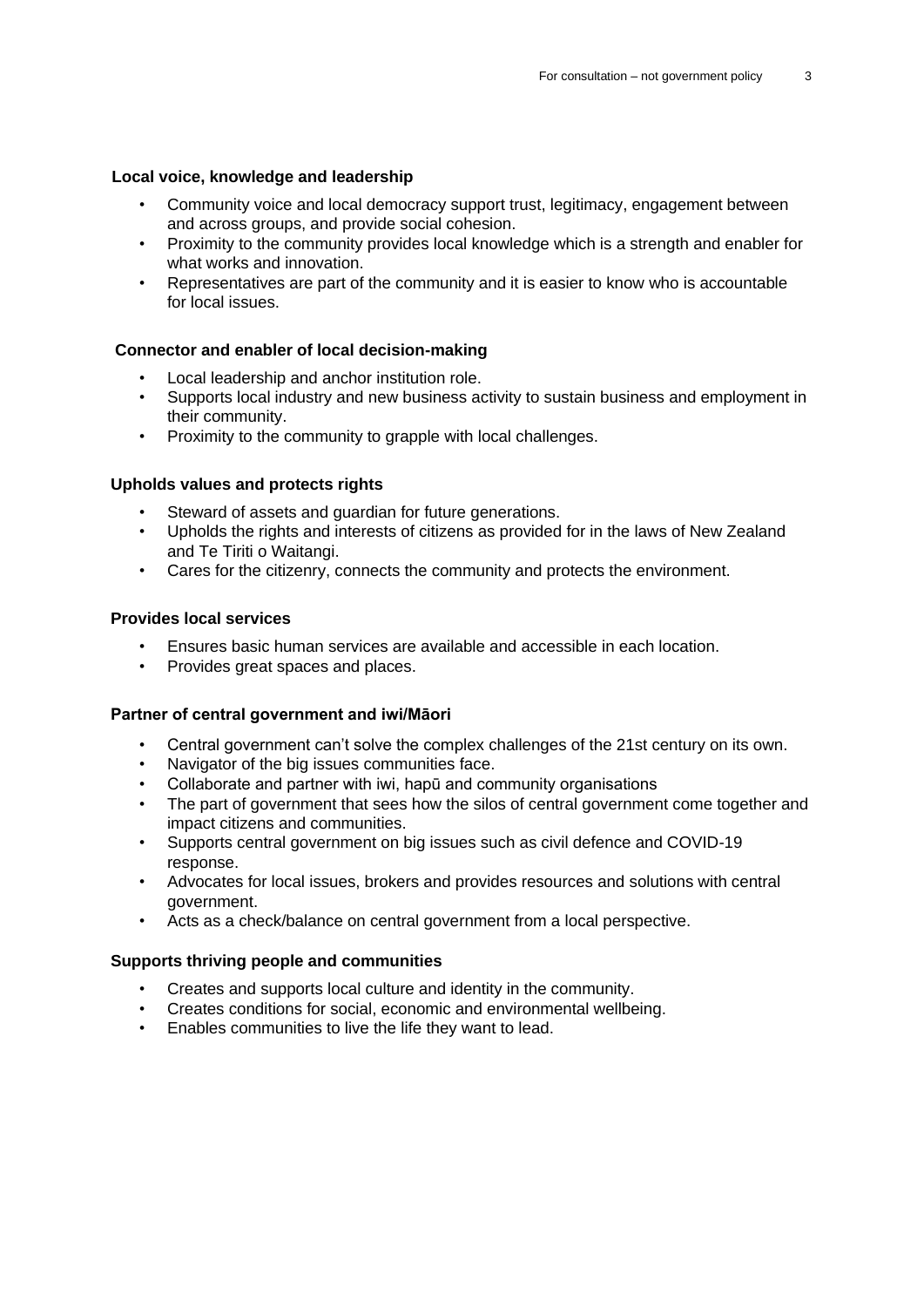**Local voice, knowledge and leadership**

- Community voice and local democracy support trust, legitimacy, engagement between and across groups, and provide social cohesion.
- Proximity to the community provides local knowledge which is a strength and enabler for what works and innovation.
- Representatives are part of the community and it is easier to know who is accountable for local issues.

**Connector and enabler of local decision-making**

- Local leadership and anchor institution role.
- Supports local industry and new business activity to sustain business and employment in their community.
- Proximity to the community to grapple with local challenges.

**Upholds values and protects rights**

- Steward of assets and guardian for future generations.
- Upholds the rights and interests of citizens as provided for in the laws of New Zealand and Te Tiriti o Waitangi.
- Cares for the citizenry, connects the community and protects the environment.

**Provides local services**

- Ensures basic human services are available and accessible in each location.
- Provides great spaces and places.

**Partner of central government and iwi/Māori**

- Central government can't solve the complex challenges of the 21st century on its own.
- Navigator of the big issues communities face.
- Collaborate and partner with iwi, hapū and community organisations
- The part of government that sees how the silos of central government come together and impact citizens and communities.
- Supports central government on big issues such as civil defence and COVID-19 response.
- Advocates for local issues, brokers and provides resources and solutions with central government.
- Acts as a check/balance on central government from a local perspective.

**Supports thriving people and communities**

- Creates and supports local culture and identity in the community.
- Creates conditions for social, economic and environmental wellbeing.
- Enables communities to live the life they want to lead.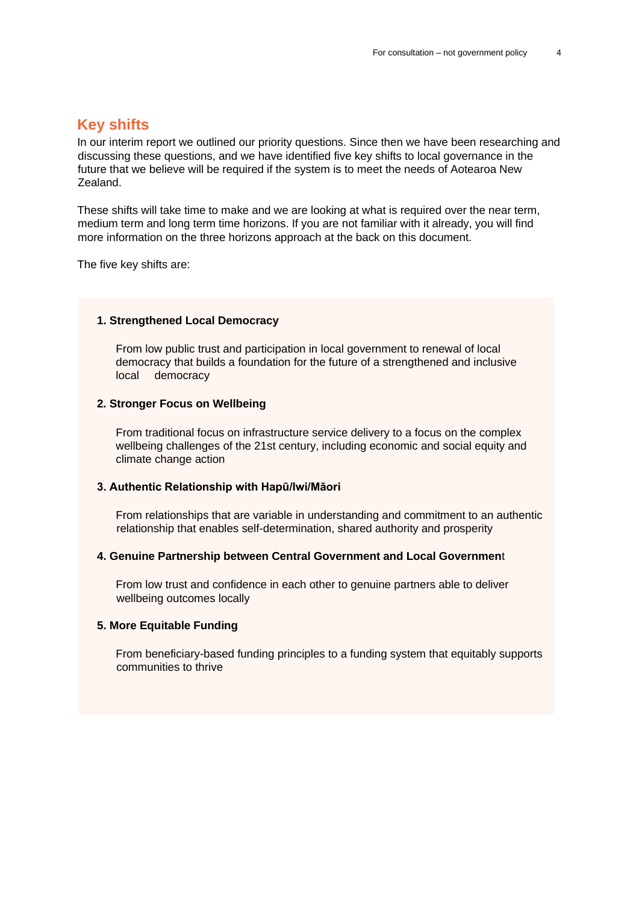## Key shifts

In our interim report we outlined our priority questions. Since then we have been researching and discussing these questions, and we have identified five key shifts to local governance in the future that we believe will be required if the system is to meet the needs of Aotearoa New Zealand.

These shifts will take time to make and we are looking at what is required over the near term, medium term and long term time horizons. If you are not familiar with it already, you will find more information on the three horizons approach at the back on this document.

The five key shifts are:

**1. Strengthened Local Democracy**

From low public trust and participation in local government to renewal of local democracy that builds a foundation for the future of a strengthened and inclusive local democracy

**2. Stronger Focus on Wellbeing**

From traditional focus on infrastructure service delivery to a focus on the complex wellbeing challenges of the 21st century, including economic and social equity and climate change action

**3. Authentic Relationship with Hapū/Iwi/Māori**

From relationships that are variable in understanding and commitment to an authentic relationship that enables self-determination, shared authority and prosperity

**4. Genuine Partnership between Central Government and Local Government**

From low trust and confidence in each other to genuine partners able to deliver wellbeing outcomes locally

**5. More Equitable Funding**

From beneficiary-based funding principles to a funding system that equitably supports communities to thrive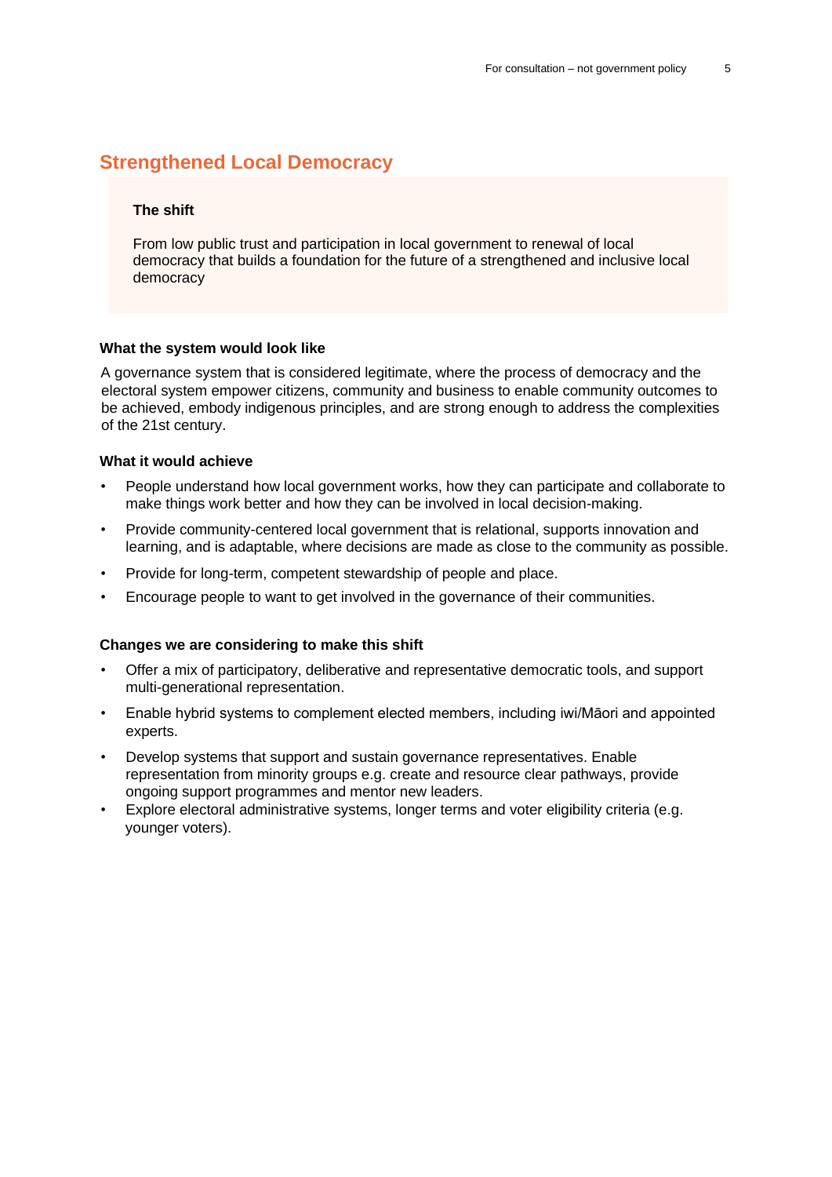## Strengthened Local Democracy

**The shift**

From low public trust and participation in local government to renewal of local democracy that builds a foundation for the future of a strengthened and inclusive local democracy

**What the system would look like**

A governance system that is considered legitimate, where the process of democracy and the electoral system empower citizens, community and business to enable community outcomes to be achieved, embody indigenous principles, and are strong enough to address the complexities of the 21st century.

**What it would achieve**

- People understand how local government works, how they can participate and collaborate to make things work better and how they can be involved in local decision-making.
- Provide community-centered local government that is relational, supports innovation and learning, and is adaptable, where decisions are made as close to the community as possible.
- Provide for long-term, competent stewardship of people and place.
- Encourage people to want to get involved in the governance of their communities.

**Changes we are considering to make this shift**

- Offer a mix of participatory, deliberative and representative democratic tools, and support multi-generational representation.
- Enable hybrid systems to complement elected members, including iwi/Māori and appointed experts.
- Develop systems that support and sustain governance representatives. Enable representation from minority groups e.g. create and resource clear pathways, provide ongoing support programmes and mentor new leaders.
- Explore electoral administrative systems, longer terms and voter eligibility criteria (e.g. younger voters).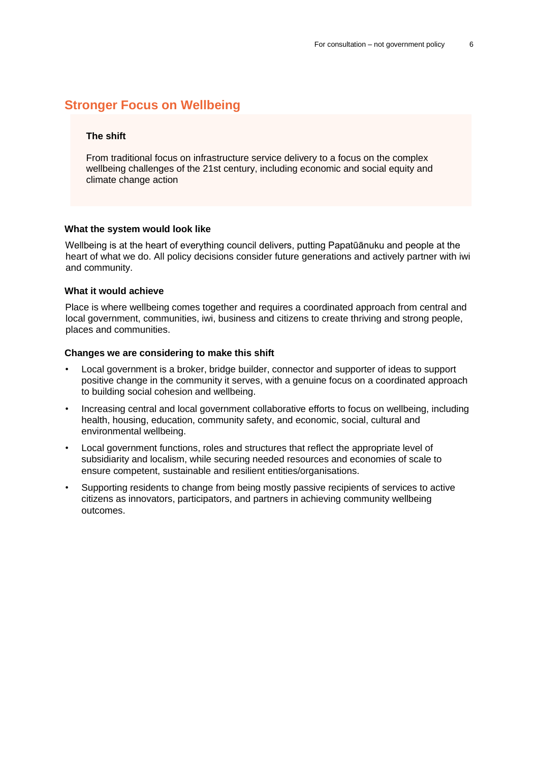## Stronger Focus on Wellbeing

**The shift**

From traditional focus on infrastructure service delivery to a focus on the complex wellbeing challenges of the 21st century, including economic and social equity and climate change action

### What the system would look like

Wellbeing is at the heart of everything council delivers, putting Papatūānuku and people at the heart of what we do. All policy decisions consider future generations and actively partner with iwi and community.

### What it would achieve

Place is where wellbeing comes together and requires a coordinated approach from central and local government, communities, iwi, business and citizens to create thriving and strong people, places and communities.

### Changes we are considering to make this shift

- Local government is a broker, bridge builder, connector and supporter of ideas to support positive change in the community it serves, with a genuine focus on a coordinated approach to building social cohesion and wellbeing.
- Increasing central and local government collaborative efforts to focus on wellbeing, including health, housing, education, community safety, and economic, social, cultural and environmental wellbeing.
- Local government functions, roles and structures that reflect the appropriate level of subsidiarity and localism, while securing needed resources and economies of scale to ensure competent, sustainable and resilient entities/organisations.
- Supporting residents to change from being mostly passive recipients of services to active citizens as innovators, participators, and partners in achieving community wellbeing outcomes.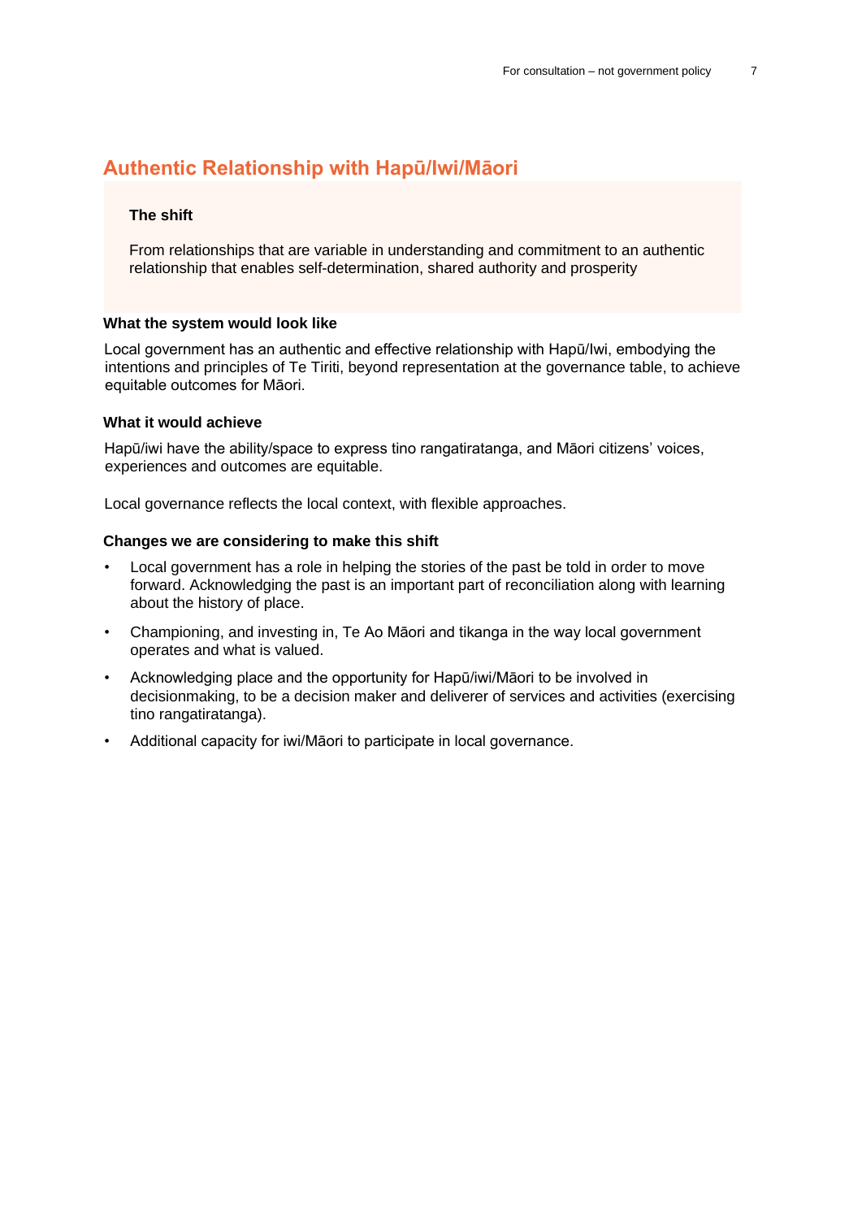## Authentic Relationship with Hapū/Iwi/Māori

**The shift**

From relationships that are variable in understanding and commitment to an authentic relationship that enables self-determination, shared authority and prosperity

**What the system would look like**

Local government has an authentic and effective relationship with Hapū/Iwi, embodying the intentions and principles of Te Tiriti, beyond representation at the governance table, to achieve equitable outcomes for Māori.

**What it would achieve**

Hapū/iwi have the ability/space to express tino rangatiratanga, and Māori citizens' voices, experiences and outcomes are equitable.

Local governance reflects the local context, with flexible approaches.

**Changes we are considering to make this shift**

- Local government has a role in helping the stories of the past be told in order to move forward. Acknowledging the past is an important part of reconciliation along with learning about the history of place.
- Championing, and investing in, Te Ao Māori and tikanga in the way local government operates and what is valued.
- Acknowledging place and the opportunity for Hapū/iwi/Māori to be involved in decisionmaking, to be a decision maker and deliverer of services and activities (exercising tino rangatiratanga).
- Additional capacity for iwi/Māori to participate in local governance.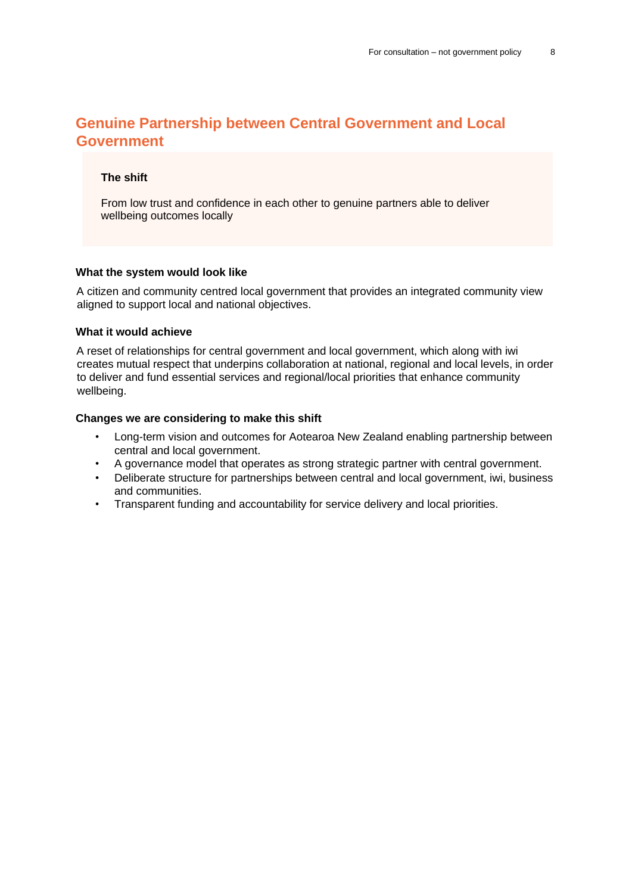## Genuine Partnership between Central Government and Local Government

**The shift**

From low trust and confidence in each other to genuine partners able to deliver wellbeing outcomes locally

**What the system would look like**

A citizen and community centred local government that provides an integrated community view aligned to support local and national objectives.

**What it would achieve**

A reset of relationships for central government and local government, which along with iwi creates mutual respect that underpins collaboration at national, regional and local levels, in order to deliver and fund essential services and regional/local priorities that enhance community wellbeing.

**Changes we are considering to make this shift**

- Long-term vision and outcomes for Aotearoa New Zealand enabling partnership between central and local government.
- A governance model that operates as strong strategic partner with central government.
- Deliberate structure for partnerships between central and local government, iwi, business and communities.
- Transparent funding and accountability for service delivery and local priorities.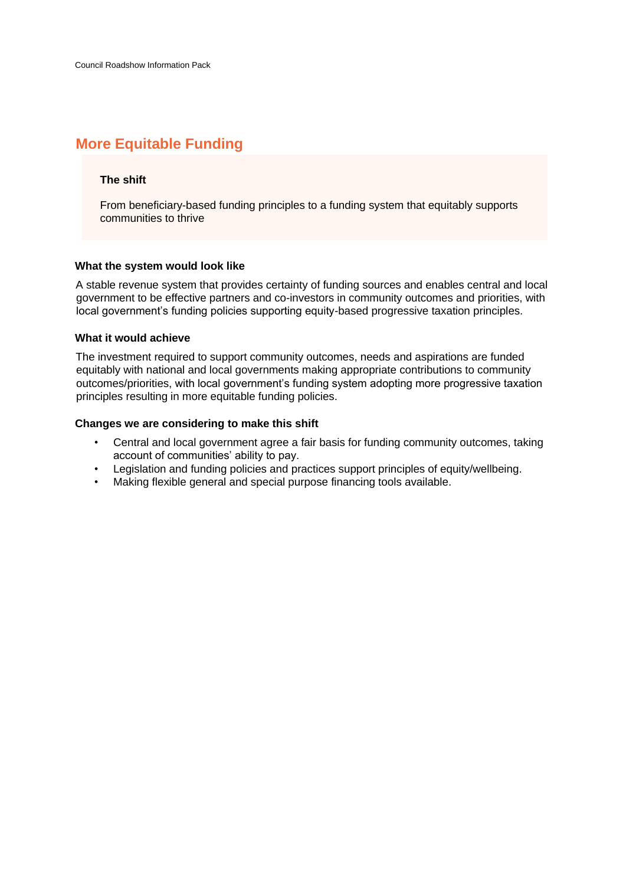## More Equitable Funding

**The shift**

From beneficiary-based funding principles to a funding system that equitably supports communities to thrive

**What the system would look like**

A stable revenue system that provides certainty of funding sources and enables central and local government to be effective partners and co-investors in community outcomes and priorities, with local government's funding policies supporting equity-based progressive taxation principles.

**What it would achieve**

The investment required to support community outcomes, needs and aspirations are funded equitably with national and local governments making appropriate contributions to community outcomes/priorities, with local government's funding system adopting more progressive taxation principles resulting in more equitable funding policies.

**Changes we are considering to make this shift**

- Central and local government agree a fair basis for funding community outcomes, taking account of communities' ability to pay.
- Legislation and funding policies and practices support principles of equity/wellbeing.
- Making flexible general and special purpose financing tools available.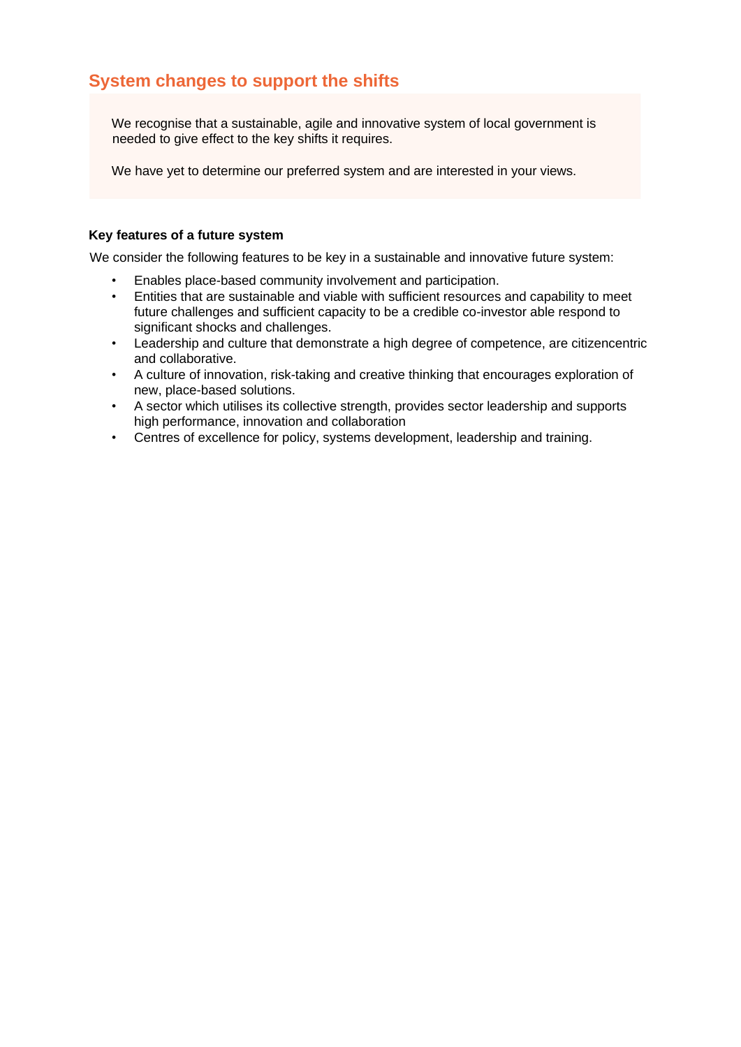## System changes to support the shifts

We recognise that a sustainable, agile and innovative system of local government is needed to give effect to the key shifts it requires.

We have yet to determine our preferred system and are interested in your views.

**Key features of a future system**

We consider the following features to be key in a sustainable and innovative future system:

- Enables place-based community involvement and participation.
- Entities that are sustainable and viable with sufficient resources and capability to meet future challenges and sufficient capacity to be a credible co-investor able respond to significant shocks and challenges.
- Leadership and culture that demonstrate a high degree of competence, are citizencentric and collaborative.
- A culture of innovation, risk-taking and creative thinking that encourages exploration of new, place-based solutions.
- A sector which utilises its collective strength, provides sector leadership and supports high performance, innovation and collaboration
- Centres of excellence for policy, systems development, leadership and training.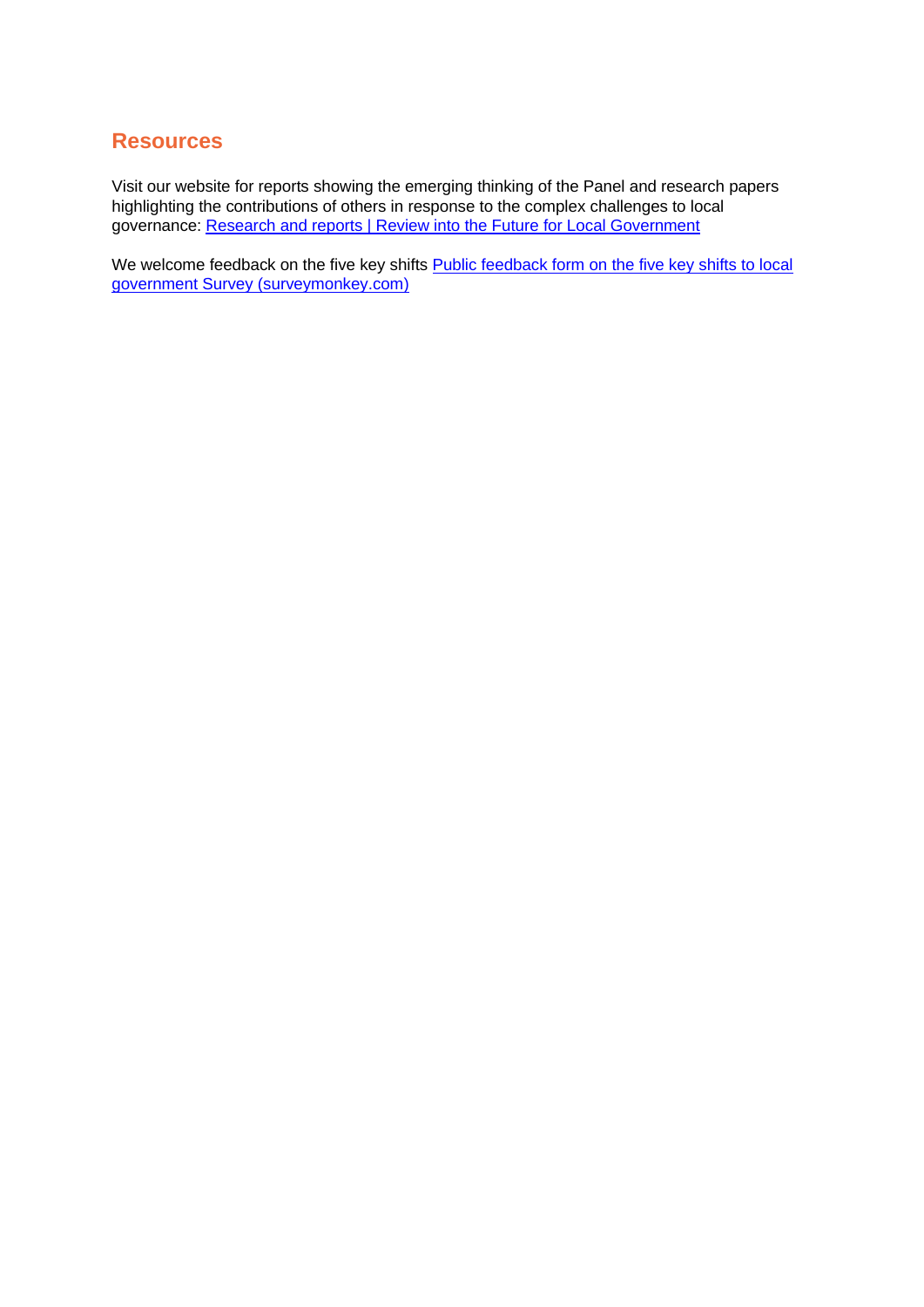## Resources

Visit our website for reports showing the emerging thinking of the Panel and research papers highlighting the contributions of others in response to the complex challenges to local governance: Research and reports | Review into the Future for Local Government

We welcome feedback on the five key shifts Public feedback form on the five key shifts to local government Survey (surveymonkey.com)